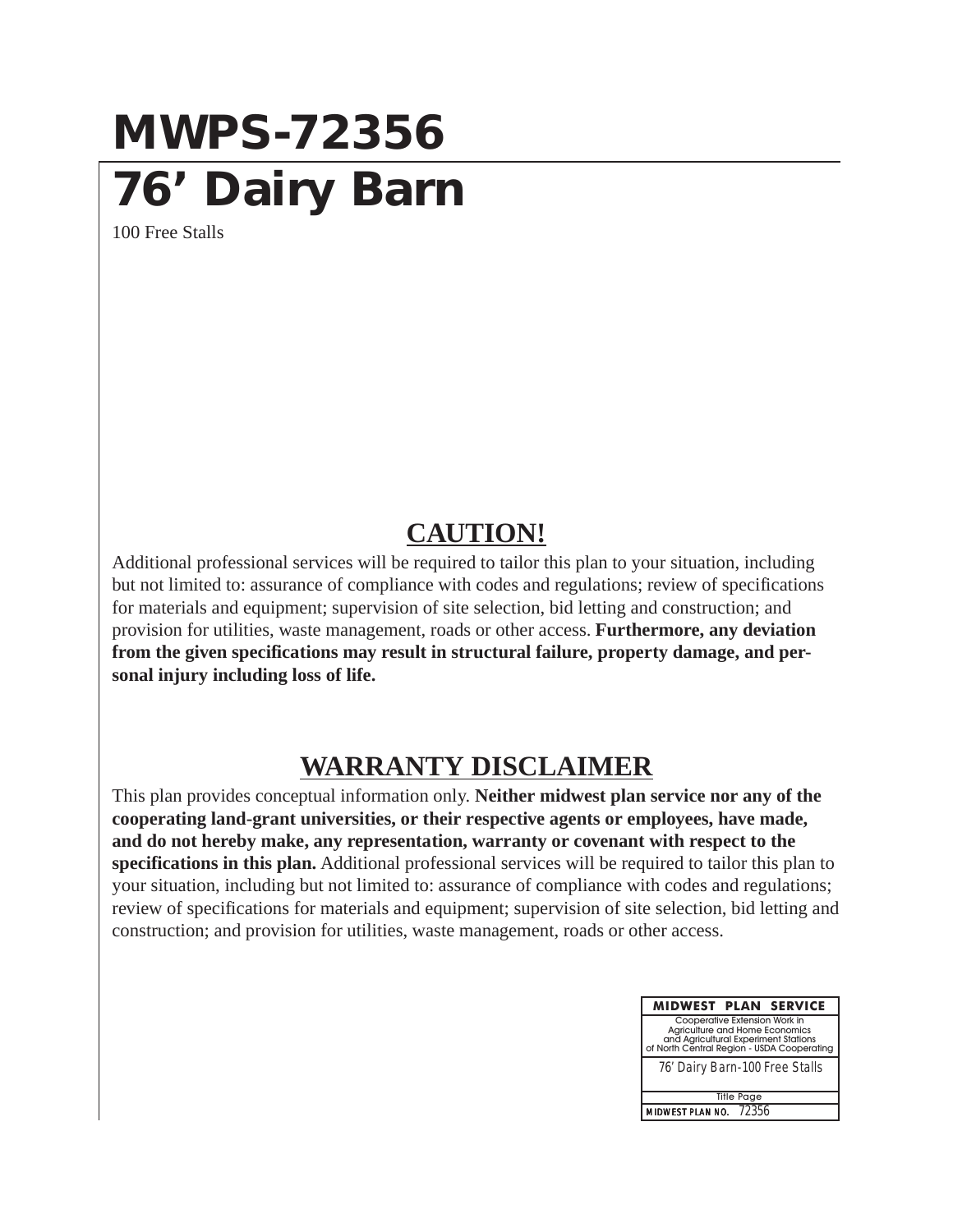# MWPS-72356

# 76' Dairy Barn

100 Free Stalls

## CAUTION!

Additional professional services will be required to tailor this plan to your situation, including but not limited to: assurance of compliance with codes and regulations; review of specifications for materials and equipment; supervision of site selection, bid letting and construction; and provision for utilities, waste management, roads or other access. **Furthermore, any deviation from the given specifications may result in structural failure, property damage, and personal injury including loss of life.**

## WARRANTY DISCLAIMER

This plan provides conceptual information only. **Neither midwest plan service nor any of the cooperating land-grant universities, or their respective agents or employees, have made, and do not hereby make, any representation, warranty or covenant with respect to the specifications in this plan.** Additional professional services will be required to tailor this plan to your situation, including but not limited to: assurance of compliance with codes and regulations; review of specifications for materials and equipment; supervision of site selection, bid letting and construction; and provision for utilities, waste management, roads or other access.

| MIDWEST PLAN SERVICE |
|---|
| Cooperative Extension Work in Agriculture and Home Economics and Agricultural Experiment Stations of North Central Region - USDA Cooperating |
| 76' Dairy Barn-100 Free Stalls |
| Title Page |
| MIDWEST PLAN NO. 72356 |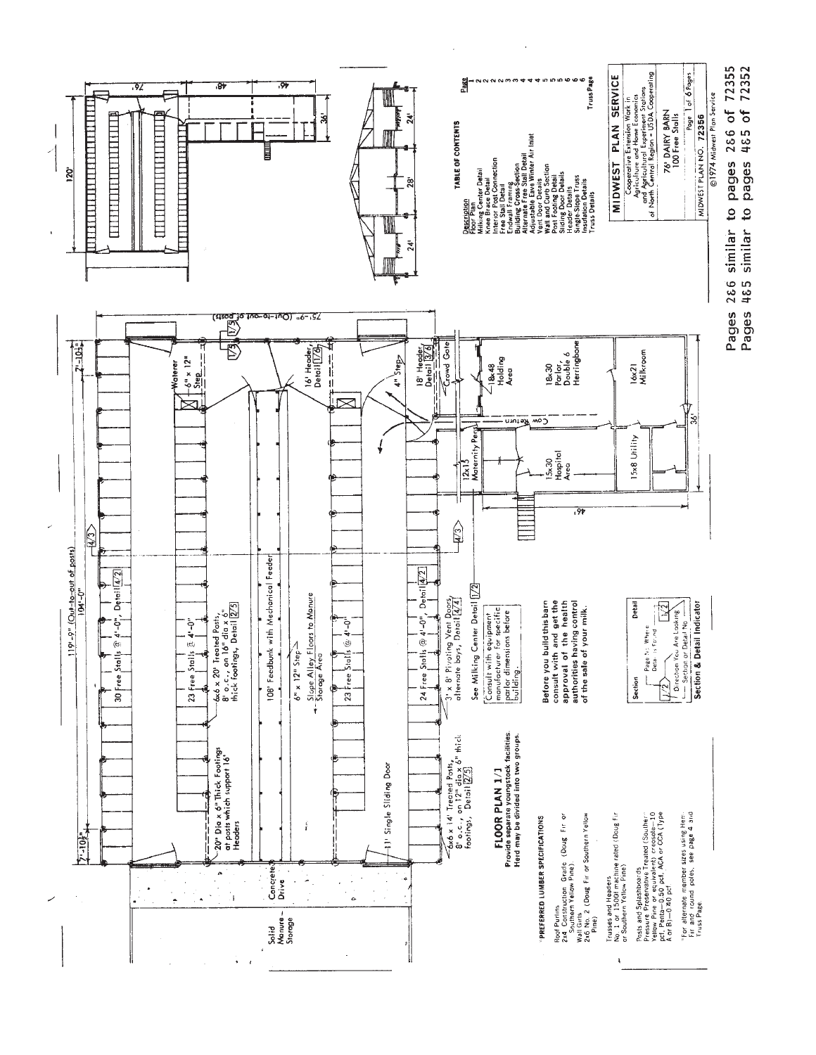# FLOOR PLAN 1/1

**Provide separate youngstock facilities. Herd may be divided into two groups.**

119'-9" (Out-to-out of posts)

104'-0"

7'-10½"

7'-10½"

75'-9" (Out-to-out of posts)

Solid Manure Storage

Concrete Drive

30 Free Stalls @ 4'-0", Detail 4/2

23 Free Stalls @ 4'-0"

23 Free Stalls @ 4'-0"

24 Free Stalls @ 4'-0", Detail 4/2

108' Feedbank with Mechanical Feeder

6" x 12" Step

Slope Alley Floors to Manure Storage Area

20" Dia x 6" Thick Footings at posts which support 16' Headers

6x6 x 20' Treated Posts, 8' o.c., on 16" dia x 6" thick footings, Detail 2/5

6x6 x 14' Treated Posts, 8' o.c., on 12" dia x 6" thick footings, Detail 2/5

11' Single Sliding Door

3' x 8' Pivoting Vent Doors, alternate bays, Detail 4/4

Waterer

6" x 12" Step

16' Header, Detail 1/6

18' Header, Detail 3/6

4" Step

Crowd Gate

18x48 Holding Area

18x30 Parlor, Double 6 Herringbone

16x21 Milkroom

Cow Return

12x13 Maternity Pens

15x30 Hospital Area

15x8 Utility

36'

46'

See Milking Center Detail 1/2

Consult with equipment manufacturer for specific parlor dimensions before building.

**Before you build this barn consult with and get the approval of the health authorities having control of the sale of your milk.**

**Section & Detail Indicator**

Section — Page No. Where Detail is Found — Direction You Are Looking — Section or Detail No. — Detail

\*PREFERRED LUMBER SPECIFICATIONS

Roof Purlins
2x4 Construction Grade (Doug Fir or Southern Yellow Pine).

Wall Girts
2x6 No. 2 (Doug Fir or Southern Yellow Pine)

Trusses and Headers
No. 1 or 1500f machine rated (Doug Fir or Southern Yellow Pine)

Posts and Splashboards
Pressure Preservative Treated (Southern Yellow Pine or equivalent) creosote—10 pcf, Penta—0.50 pcf, ACA or CCA (Type A or B)—0.40 pcf.

\*For alternate member sizes using Hem-Fir and round poles, see page 4 and Truss Page.

120'

76'

48'

46'

36'

24'

28'

24'

## TABLE OF CONTENTS

| Description | Page |
|---|---|
| Floor Plan | 1 |
| Milking Center Detail | 2 |
| Knee Brace Detail | 2 |
| Interior Post Connection | 2 |
| Free Stall Detail | 2 |
| Endwall Framing | 3 |
| Building Cross-Section | 3 |
| Alternate Free Stall Detail | 4 |
| Adjustable Eave Winter Air Inlet | 4 |
| Vent Door Details | 4 |
| Wall and Curb Section | 5 |
| Post Footing Detail | 5 |
| Sliding Door Details | 5 |
| Header Details | 6 |
| Single-Slope Truss | 6 |
| Insulation Details | 6 |
| Truss Details | Truss Page |

**MIDWEST PLAN SERVICE**

Cooperative Extension Work in Agriculture and Home Economics and Agricultural Experiment Stations of North Central Region - USDA Cooperating

76' DAIRY BARN
100 Free Stalls

Page 1 of 6 Pages

MIDWEST PLAN NO. 72356

©1974 Midwest Plan Service

Pages 2&6 similar to pages 2&6 of 72355
Pages 4&5 similar to pages 4&5 of 72352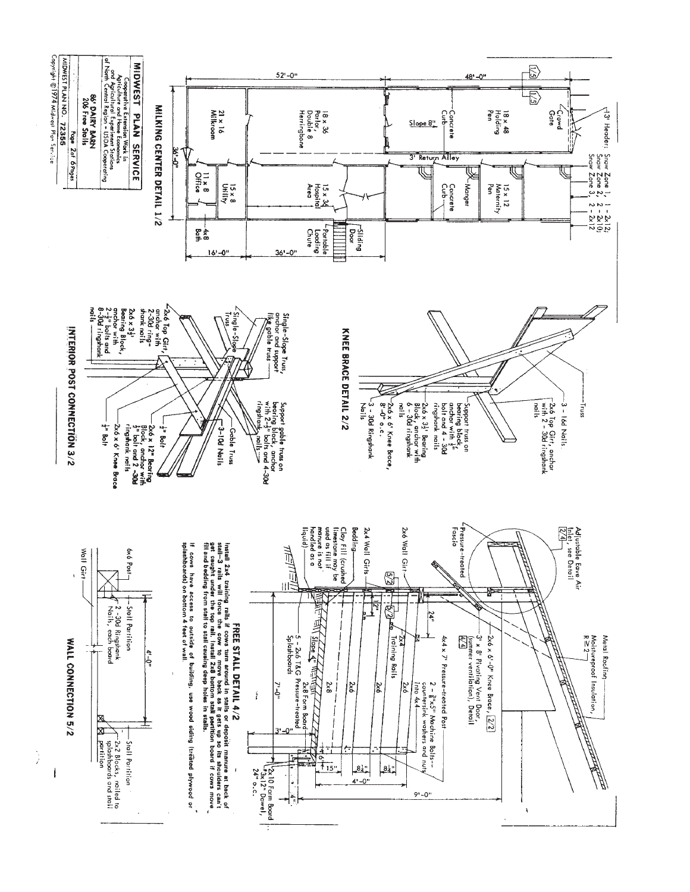# MIDWEST PLAN SERVICE

Cooperative Extension Work in Agriculture and Home Economics and Agricultural Experiment Stations of North Central Region - USDA Cooperating

86' DAIRY BARN
206 Free Stalls

MIDWEST PLAN NO. 72355 — Page 2 of 6 Pages

Copyright © 1974 Midwest Plan Service

## MILKING CENTER DETAIL 1/2

52'-0" — 48'-0" — 36'-0" — 16'-0" — 36'-0"

13' Header: Snow Zone 1, 1 - 2x12; Snow Zone 2, 2 - 2x10; Snow Zone 3, 2 - 2x12

- Crowd Gate
- 18 x 48 Holding Pen
- Concrete Curb
- Slope 8"
- 18 x 36 Parlor, Double 8 Herringbone
- 21 x 16 Milkroom
- 3' Return Alley
- Manger
- 15 x 12 Maternity Pen
- Concrete Curb
- 15 x 36 Hospital Area
- 15 x 8 Utility
- 11 x 8 Office
- 4x8 Bath
- Sliding Door
- Portable Loading Chute

## KNEE BRACE DETAIL 2/2

- Truss
- 3 - 16d Nails
- 2x6 Top Girt, anchor with 2 - 30d ringshank nails
- Support truss on bearing block, anchor with ½" bolt and 4 - 30d ringshank nails
- 2x6 x 3½' Bearing Block, anchor with 6 - 30d ringshank nails
- 2x6 x 6' Knee Brace, 8'-0" o.c.
- 3 - 30d Ringshank Nails

## INTERIOR POST CONNECTION 3/2

- Single-Slope Truss, anchor and support like gable truss
- Single-Slope Truss
- 2x6 Top Girt, anchor with 2 - 30d ringshank nails
- 2x6 x 3½' Bearing Block, anchor with 2 - ½" bolts and 8 - 30d ringshank nails
- Support gable truss on bearing block, anchor with 2 - ½" bolts and 4 - 30d ringshank nails
- 3 - 10d Nails
- Gable Truss
- ½" Bolt
- 2x6 x 12" Bearing Block, anchor with ½" bolt and 2 - 30d ringshank nails
- 2x6 x 6' Knee Brace
- ½" Bolt

## FREE STALL DETAIL 4/2

- Adjustable Eave Air Inlet, see Detail 2/4
- Metal Roofing
- Moistureproof Insulation, R ≥ 2
- Pressure-treated Fascia
- 2x6 x 6'-0" Knee Brace, 2/2
- 3' x 8' Pivoting Vent Door, (summer ventilation), Detail 4/4
- 4x4 x 7' Pressure-treated Post
- 2 - ⅜" x 5" Machine Bolts—countersink washers and nuts into 4x4
- 2x6 Wall Girt
- 2x4 Wall Girts 5/2
- Bedding
- Clay Fill (crushed limestone may be used as fill if manure is not handled as a liquid)
- 24"
- 12"
- 2x4 Training Rails
- Slope 4"
- 5 - 2x6 T&G Pressure-treated Splashboards
- 2x6, 2x6, 2x6, 2x8
- 2x8 Form Board
- 7'-0"
- 3'-0"
- 6"
- 15"
- 8¼"
- 8¼"
- 4'-0"
- 9'-0"
- 4"
- 2x10 Form Board
- ⅜" x 12" Dowel, 24" o.c.

Install 2x4 training rails if cows turn around in stalls or deposit manure at back of stall—3 rails will force the cow to move back as it gets up so its shoulders can't get caught under the top rail. Install 2x8 bottom stall partition board if cows move fill and bedding from stall to stall causing deep holes in stalls.

If cows have access to outside of building, use wood siding (treated plywood or splashboards) on bottom 4 feet of wall.

## WALL CONNECTION 5/2

- 6x6 Post
- Wall Girt
- 2 - 30d Ringshank Nails, each board
- Stall Partition
- 4'-0"
- Stall Partition
- 2x2 Blocks, nailed to splashboards and stall partition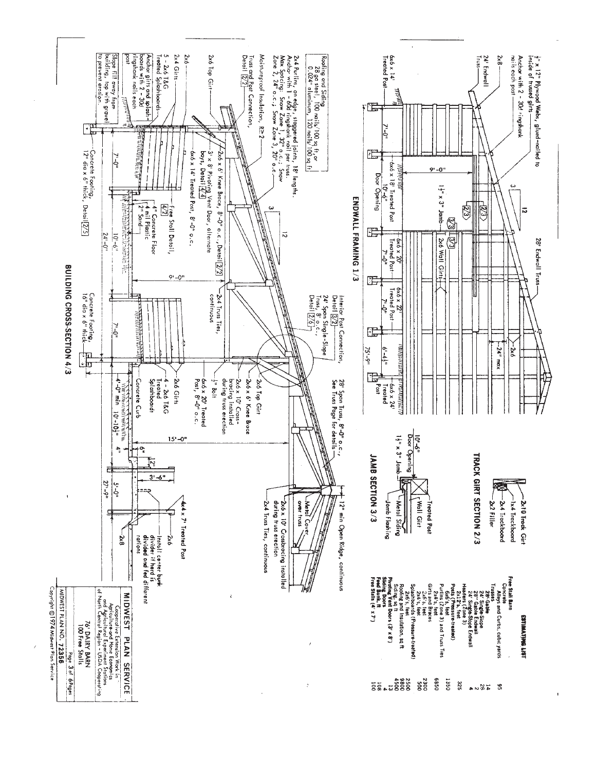## ENDWALL FRAMING 1/3

½" x 12" Plywood Webs, glued-nailed to inside of trussed girts

Anchor with 2 - 30d ringshank nails each post

2x8

24' Endwall Truss

28' Endwall Truss

6x6 x 14' Treated Post

6x6 x 18' Treated Post

6x6 x 20' Treated Post

6x6 x 22' Treated Post

6x6 x 24' Treated Post

2x6 Wall Girts

2x6

24" max

1½" x 3" Jamb

10'-6" Door Opening

9'-0"

7'-0" | 7'-0" | 7'-0" | 6'-4½"

75'-9"

## TRACK GIRT SECTION 2/3

2x10 Track Girt

1x4 Trackboard

2x4 Trackboard

2x2 Filler

## JAMB SECTION 3/3

10'-6" Door Opening

1½" x 3" Jamb

Treated Post

Wall Girt

Metal Siding

Jamb Flashing

## BUILDING CROSS-SECTION 4/3

Roofing and Siding: 28ga steel, 100 nails/100 sq ft, or 0.024" aluminum, 120 nails/100 sq ft

2x4 Purlins, on edge, staggered joints, 18' lengths. Anchor with 1 - 60d ringshank nail per truss. Max Spacing: Snow Zone 1, 32" o.c.; Snow Zone 2, 24" o.c.; Snow Zone 3, 20" o.c.

Moistureproof Insulation, R≥2

Truss and Post Connection, Detail 2/2

2x6 Top Girt

2x6

2x4 Girts

5 - 2x6 T&G Treated Splashboards

Anchor girts and splashboards with 2 - 30d ringshank nails each post

Slope fill away from building, top with gravel to prevent erosion.

2x6 x 6' Knee Brace, 8'-0" o.c., Detail 2/2

3' x 8' Pivoting Vent Door, alternate bays, Detail 4/4

6x6 x 14' Treated Post, 8'-0" o.c.

Free Stall Detail, 4/2

4" Concrete Floor

4 mil Plastic

2" Sand

Concrete Footing, 12" dia x 6" thick, Detail 2/5

Concrete Footing, 16" dia x 6" thick

7'-0" | 10'-6" | 7'-0"

24'-0"

9'-0"

2x4 Truss Ties, continuous

Interior Post Connection, Detail 3/2

24' Span Single-Slope Truss, 8' o.c., Detail 2/6

½" Bolt

6x6 x 20' Treated Post, 8'-0" o.c.

2x6 x 10' Cross-bracing installed during truss erection

2x6 x 6' Knee Brace

2x6 Top Girt

2x6 Girts

4 - 2x6 T&G Treated Splashboards

Concrete Curb

28' Span Truss, 8'-0" o.c., See Truss Page for details

12" min Open Ridge, continuous

Metal Cover over truss

2x6 x 10' Crossbracing installed during truss erection

2x4 Truss Ties, continuous

4x4 x 7' Treated Post

2x6

2x8

Install center bunk divider if herd is divided and fed different rations

15'-0"

4'-0" min | 10'-10½" | 4" | 6" | 12" | 3'-6" | 5'-0"

27'-9"

## ESTIMATING LIST

| Free Stall Barn | |
|---|---|
| Concrete | |
| Alleys and Curbs, cubic yards | 95 |
| Trusses | |
| 28' Gable | 14 |
| 24' Single-Slope | 28 |
| 28' Gable Endwall | 2 |
| 24' Single-Slope Endwall | 4 |
| Headers (Zone 3) | |
| 2x12's, feet | 325 |
| Posts (Pressure-treated) | |
| 6x6's, feet | 1350 |
| Purlins (Zone 3) and Truss Ties | |
| 2x4's, feet | 6850 |
| Girts and Braces | |
| 2x6's, feet | 2300 |
| 2x4's, feet | 500 |
| Splashboards (Pressure-treated) | |
| 2x6's, feet | 2500 |
| Roofing and Insulation, sq ft | 9800 |
| Siding, sq ft | 4500 |
| Pivoting Vent Doors (3' x 8') | 13 |
| Sliding Doors | 4 |
| Feed Bunk, ft | 108 |
| Free Stalls (4' x 7') | 100 |

**MIDWEST PLAN SERVICE**

Cooperative Extension Work in Agriculture and Home Economics and Agricultural Experiment Stations of North Central Region - USDA Cooperating

76' DAIRY BARN
100 Free Stalls

MIDWEST PLAN NO. 72356

Copyright © 1974 Midwest Plan Service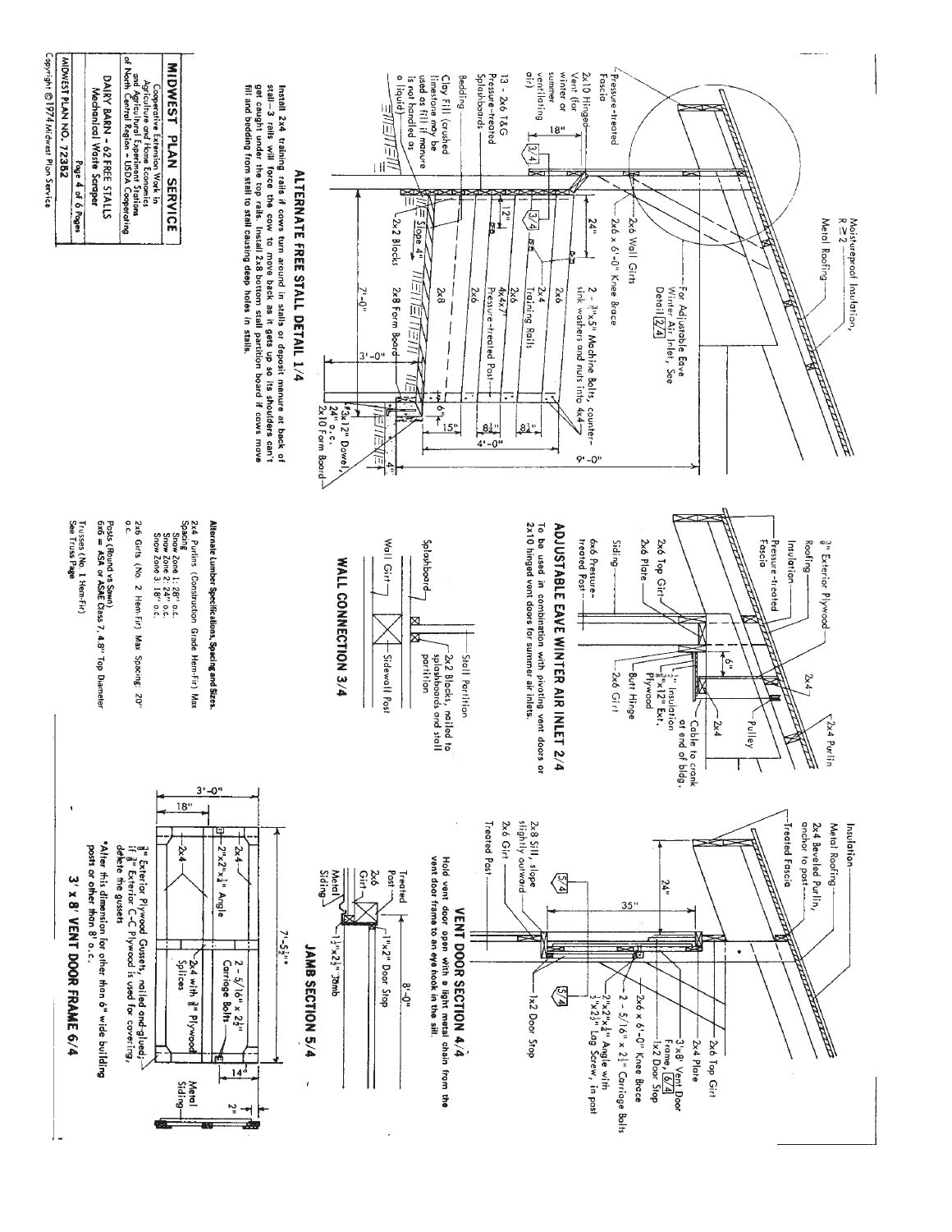## ALTERNATE FREE STALL DETAIL 1/4

Moistureproof Insulation, R ≥ 2

Metal Roofing

Pressure-treated Fascia

2x10 Hinged Vent (for winter or summer ventilating air)

13 - 2x6 T&G Pressure-treated Splashboards

Bedding

Clay Fill (crushed limestone may be used as fill if manure is not handled as a liquid)

2x6 Wall Girts

2x6 x 6'-0" Knee Brace

For Adjustable Eave Winter Air Inlet, See Detail 2/4

2 - 3/4"x5" Machine Bolts, countersink washers and nuts into 4x4

2x6

2-2x4 Training Rails

2x6

4x4x7' Pressure-treated Post

2x6

2x8

2x2 Blocks

Slope 4"

2x8 Form Board

#3x12" Dowel, 24" o.c.

2x10 Form Board

18"

12"

24"

7'-0"

3'-0"

6"

15"

8½"

8½"

4'-0"

9'-0"

4"

Install 2x4 training rails if cows turn around in stalls or deposit manure at back of stall — 3 rails will force the cow to move back as it gets up so its shoulders can't get caught under the top rails. Install 2x8 bottom stall partition board if cows move fill and bedding from stall to stall causing deep holes in stalls.

## ADJUSTABLE EAVE WINTER AIR INLET 2/4

3/8" Exterior Plywood

Roofing

Insulation

Pressure-treated Fascia

2x6 Top Girt

2x6 Plate

Siding

6x6 Pressure-treated Post

2x4

2x4 Purlin

Pulley

2x4

6"

1/2" Insulation

3/8"x12" Ext. Plywood

Cable to crank at end of bldg.

Butt Hinge

2x6 Girt

To be used in combination with pivoting vent doors or 2x10 hinged vent doors for summer air inlets.

## WALL CONNECTION 3/4

Splashboard

Wall Girt

Stall Partition

2x2 Blocks, nailed to splashboards and stall partition

Sidewall Post

**Alternate Lumber Specifications, Spacing and Sizes.**

2x4 Purlins (Construction Grade Hem-Fir) Max Spacing:
Snow Zone 1: 28" o.c.
Snow Zone 2: 24" o.c.
Snow Zone 3: 18" o.c.

2x6 Girts (No. 2 Hem-Fir) Max Spacing: 20" o.c.

Posts (Round vs Sawn)
6x6 = ASA or ASAE Class 7, 4.8" Top Diameter

Trusses (No. 1 Hem-Fir)
See Truss Page

## VENT DOOR SECTION 4/4

Insulation

Metal Roofing

2x4 Beveled Purlin, anchor to post

Treated Fascia

24"

35"

2x8 Sill, slope slightly outward

2x6 Girt

Treated Post

2x6 Top Girt

2x4 Plate

3'x8' Vent Door Frame, 6/4

1x2 Door Stop

2x6 x 6'-0" Knee Brace

2 - 5/16" x 2½" Carriage Bolts

2"x2"x¼" Angle with ¼"x2½" Lag Screw, in post

1x2 Door Stop

5/4

5/4

Hold vent door open with a light metal chain from the vent door frame to an eye hook in the sill.

## JAMB SECTION 5/4

Treated Post

2x6 Girt

Metal Siding

1"x2" Door Stop

1½"x2½" Jamb

8'-0"

## 3' x 8' VENT DOOR FRAME 6/4

3'-0"

18"

2x4

2x4

2"x2"x¼" Angle

2 - 5/16" x 2½" Carriage Bolts

2x4 with 3/8" Plywood Splices

7'-5½"*

14"

2"

Metal Siding

3/8" Exterior Plywood Gussets, nailed and glued; if 3/8" Exterior C-C Plywood is used for covering, delete the gussets

*Alter this dimension for other than 6" wide building posts or other than 8' o.c.

**MIDWEST PLAN SERVICE**

Cooperative Extension Work in Agriculture and Home Economics and Agricultural Experiment Stations of North Central Region - USDA Cooperating

DAIRY BARN - 62 FREE STALLS
Mechanical Waste Scraper

Page 4 of 6 Pages

MIDWEST PLAN NO. 72352

Copyright © 1974 Midwest Plan Service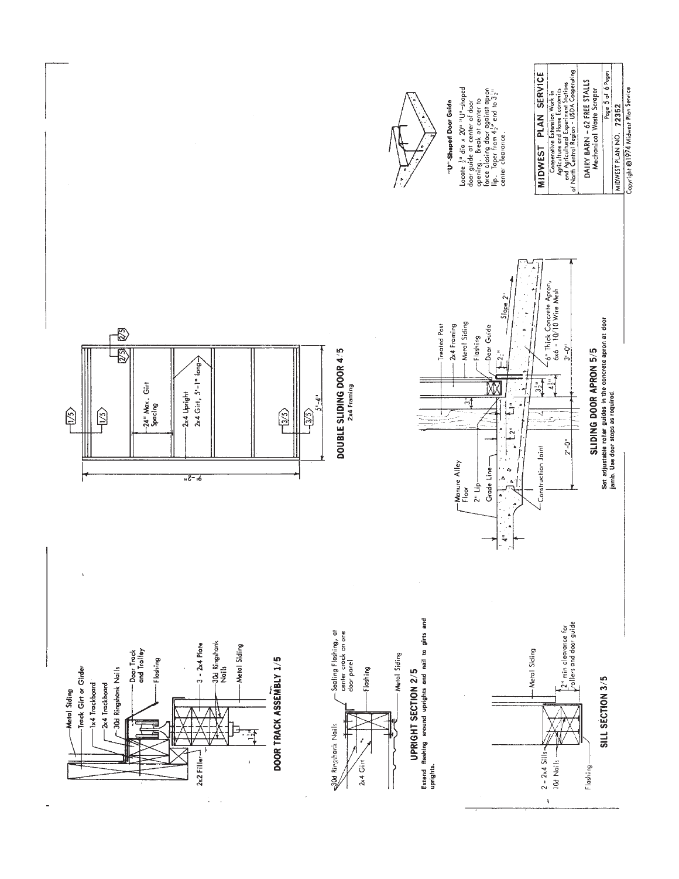## DOOR TRACK ASSEMBLY 1/5

Metal Siding
Track Girt or Girder
1x4 Trackboard
2x4 Trackboard
30d Ringshank Nails
Door Track and Trolley
Flashing
3 - 2x4 Plate
30d Ringshank Nails
Metal Siding
2x2 Filler
$1\frac{1}{2}$"

## UPRIGHT SECTION 2/5

30d Ringshank Nails
2x4 Girt
Sealing Flashing, at center crack on one door panel
Flashing
Metal Siding

Extend flashing around uprights and nail to girts and uprights.

## SILL SECTION 3/5

2 - 2x4 Sills
10d Nails
Flashing
Metal Siding
2" min clearance for rollers and door guide

## DOUBLE SLIDING DOOR 4/5

2x4 Framing

24" Max. Girt Spacing
2x4 Upright
2x4 Girt, 5'-1" long
9'-2"
5'-4"

## SLIDING DOOR APRON 5/5

Manure Alley Floor
2" Lip
Grade Line
Construction Joint
Treated Post
2x4 Framing
Metal Siding
Flashing
Door Guide
6" Thick Concrete Apron, 6x6 - 10/10 Wire Mesh
Slope 2"
4"
3"
2"
1"
$3\frac{1}{2}$"
$4\frac{1}{2}$"
$2\frac{1}{2}$"
2'-0"
3'-0"

Set adjustable roller guides in the concrete apron at door jamb. Use door stops as required.

### "U"-Shaped Door Guide

Locate $\frac{1}{2}$" dia x 20" "U"-shaped door guide at center of door opening. Break at center to force closing door against apron lip. Taper from $4\frac{1}{2}$" end to $3\frac{1}{2}$" center clearance.

---

**MIDWEST PLAN SERVICE**

Cooperative Extension Work in Agriculture and Home Economics and Agricultural Experiment Stations of North Central Region - USDA Cooperating

DAIRY BARN - 62 FREE STALLS
Mechanical Waste Scraper

MIDWEST PLAN NO. 72352

Copyright ©1974 Midwest Plan Service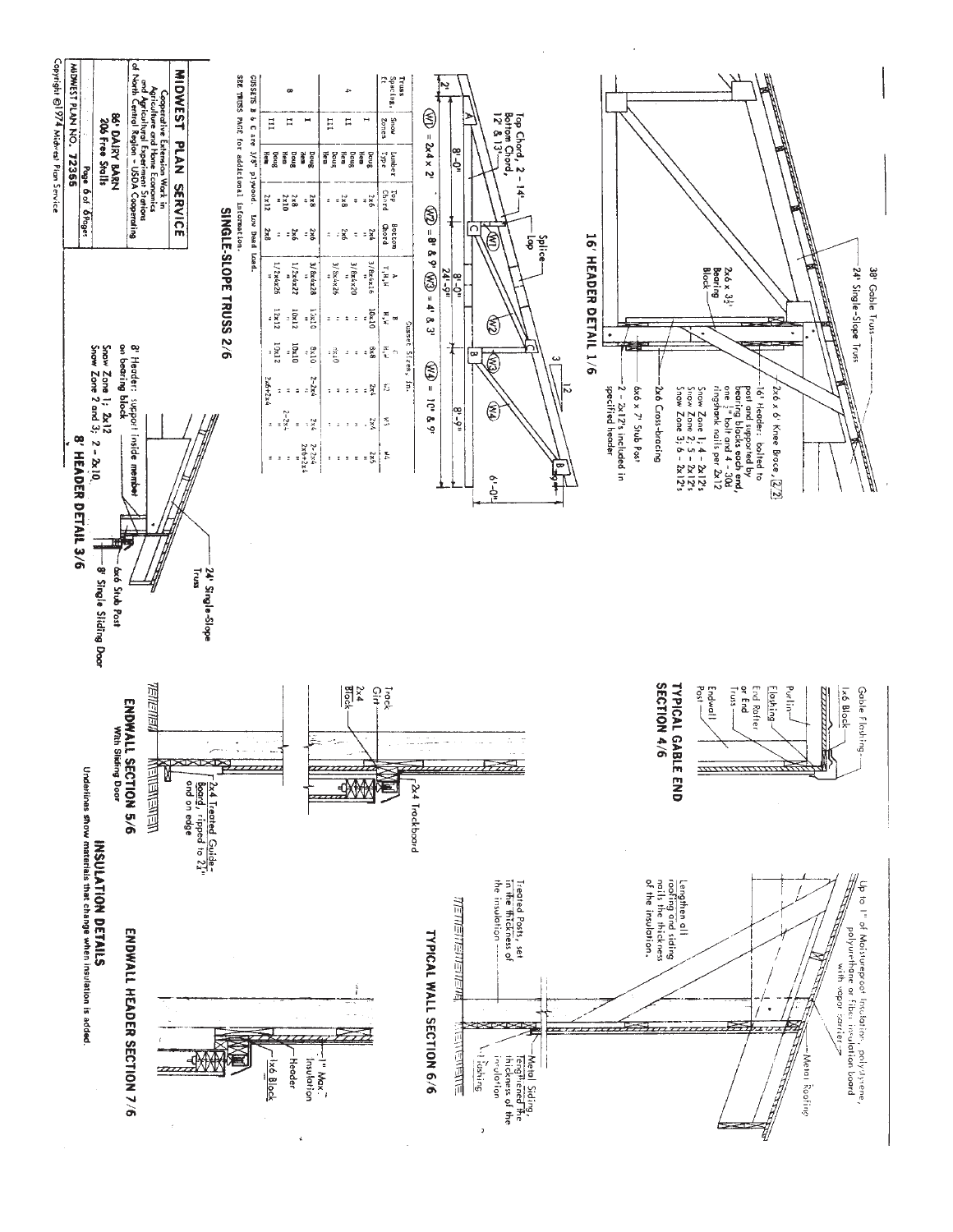## 16' HEADER DETAIL 1/6

- 38' Gable Truss
- 24' Single-Slope Truss
- 2x6 x 6' Knee Brace, 2/2
- 16' Header: bolted to post and supported by bearing blocks each end, one ½" bolt and 4 - 30d ringshank nails per 2x12
- Snow Zone 1; 4 - 2x12's
- Snow Zone 2; 5 - 2x12's
- Snow Zone 3; 6 - 2x12's
- 2x6 x 3½' Bearing Block
- 2x6 Cross-bracing
- 6x6 x 7' Stub Post
- 2 - 2x12's included in specified header

## SINGLE-SLOPE TRUSS 2/6

- Top Chord, 2 - 14'
- Bottom Chord, 12' & 13'
- Splice
- Lap
- 3 / 12
- 2'
- 8'-0"
- 8'-9"
- 8'-9"
- 24'-9"
- 6'-0"

(W1) = 2x4 x 2'  (W2) = 8' & 9'  (W3) = 4' & 3'  (W4) = 10' & 9'

| Truss Spacing, ft | Snow Zones | Lumber Type | Top Chord | Bottom Chord | Gusset Sizes, in. A T,H,W | B H,W | C H,W | W2 | W3 | W4 |
|---|---|---|---|---|---|---|---|---|---|---|
| 4 | I | Doug | 2x6 | 2x4 | 3/8x6x16 | 10x10 | 8x8 | 2x4 | 2x6 | 2x5 |
| | | Hem | " | " | " | " | " | " | " | " |
| | II | Doug | " | " | 3/8x6x20 | " | " | " | " | " |
| | | Hem | 2x8 | " | " | " | " | " | " | " |
| | III | Doug | 2x8 | 2x6 | 3/8x6x26 | " | 8x10 | " | " | " |
| | | Hem | " | " | " | " | " | " | " | " |
| 8 | I | Doug | 2x8 | 2x6 | 3/8x6x28 | 1½x10 | 8x10 | 2-2x4 | 2x4 | 2-2x4 |
| | | Hem | " | " | " | " | " | " | " | 2x6+2x4 |
| | II | Doug | 2x8 | 2x6 | 1/2x6x22 | 10x12 | 10x10 | " | " | " |
| | | Hem | 2x10 | " | " | " | " | " | 2-2x4 | " |
| | III | Doug | 2x12 | 2x8 | 1/2x6x26 | 12x12 | 10x12 | 2x6+2x4 | " | " |
| | | Hem | " | " | " | " | " | " | " | " |

GUSSETS B & C are 3/8" plywood. Low Dead Load.

SEE TRUSS PAGE for additional information.

## 8' HEADER DETAIL 3/6

- 24' Single-Slope Truss
- 8' Header: support inside member on bearing block
- Snow Zone 1; 2x12
- Snow Zone 2 and 3; 2 - 2x10
- 6x6 Stub Post
- 8' Single Sliding Door

## TYPICAL GABLE END SECTION 4/6

- Gable Flashing
- 1x6 Block
- Purlin
- Flashing
- End Rafter or End Truss
- Endwall Post

## ENDWALL SECTION 5/6

With Sliding Door

- Track Girt
- 2x4 Block
- 2x4 Trackboard
- 2x4 Treated Guide-Board, ripped to 2½", and on edge

## TYPICAL WALL SECTION 6/6

- Up to 1" of Moistureproof Insulation; polystyrene, polyurethane or fiber insulation board with vapor barrier
- Metal Roofing
- Lengthen all roofing and siding nails the thickness of the insulation.
- Treated Posts, set in the thickness of the insulation
- Metal Siding, lengthened the thickness of the insulation
- Flashing

## ENDWALL HEADER SECTION 7/6

- 1" Max. Insulation
- Header
- 1x6 Block

## INSULATION DETAILS

Underlines show materials that change when insulation is added.

---

**MIDWEST PLAN SERVICE**

Cooperative Extension Work in Agriculture and Home Economics and Agricultural Experiment Stations of North Central Region - USDA Cooperating

**86' DAIRY BARN**
**206 Free Stalls**

Page 6 of 6 Pages

MIDWEST PLAN NO. 72366

Copyright ©1974 Midwest Plan Service